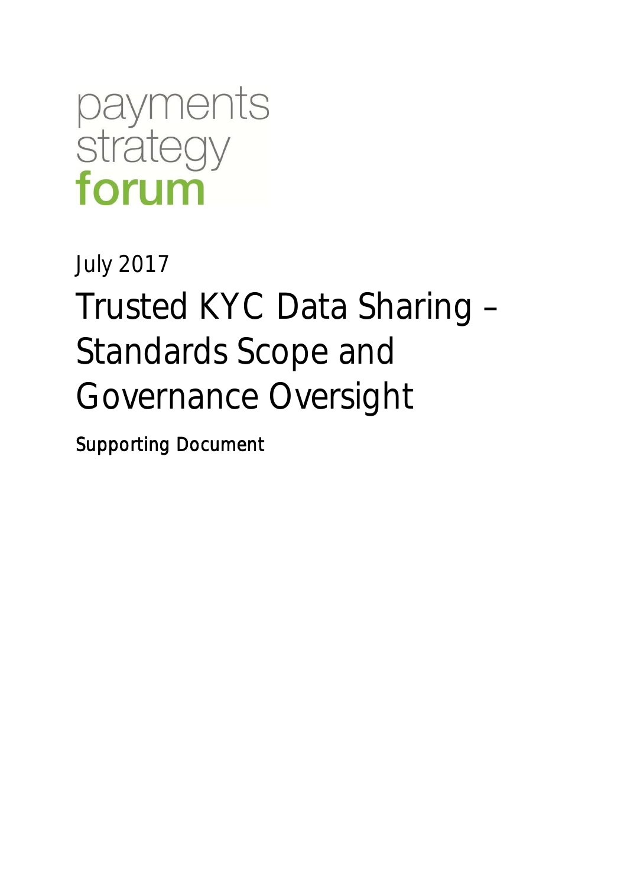payments
strategy
**forum**

July 2017

# Trusted KYC Data Sharing – Standards Scope and Governance Oversight

Supporting Document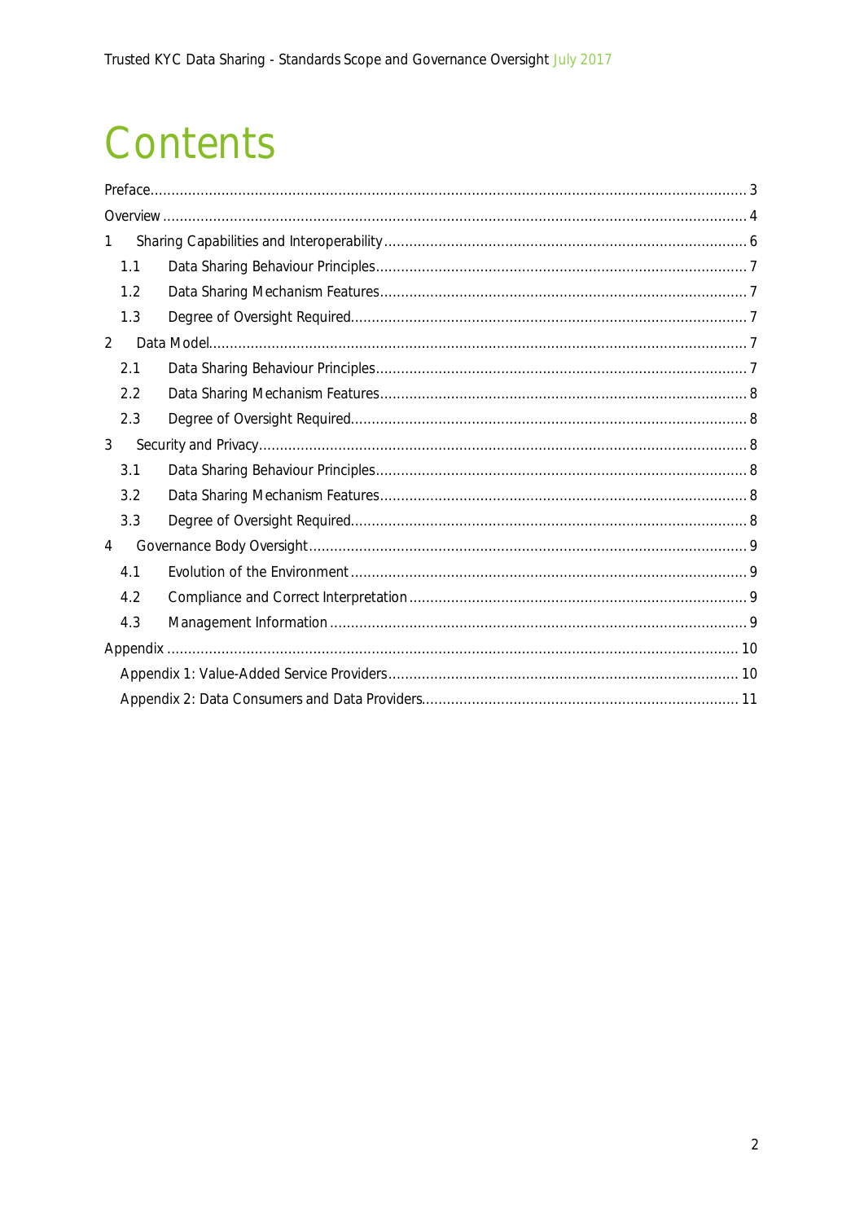# Contents

Preface .......... 3

Overview .......... 4

1 Sharing Capabilities and Interoperability .......... 6

- 1.1 Data Sharing Behaviour Principles .......... 7
- 1.2 Data Sharing Mechanism Features .......... 7
- 1.3 Degree of Oversight Required .......... 7

2 Data Model .......... 7

- 2.1 Data Sharing Behaviour Principles .......... 7
- 2.2 Data Sharing Mechanism Features .......... 8
- 2.3 Degree of Oversight Required .......... 8

3 Security and Privacy .......... 8

- 3.1 Data Sharing Behaviour Principles .......... 8
- 3.2 Data Sharing Mechanism Features .......... 8
- 3.3 Degree of Oversight Required .......... 8

4 Governance Body Oversight .......... 9

- 4.1 Evolution of the Environment .......... 9
- 4.2 Compliance and Correct Interpretation .......... 9
- 4.3 Management Information .......... 9

Appendix .......... 10

- Appendix 1: Value-Added Service Providers .......... 10
- Appendix 2: Data Consumers and Data Providers .......... 11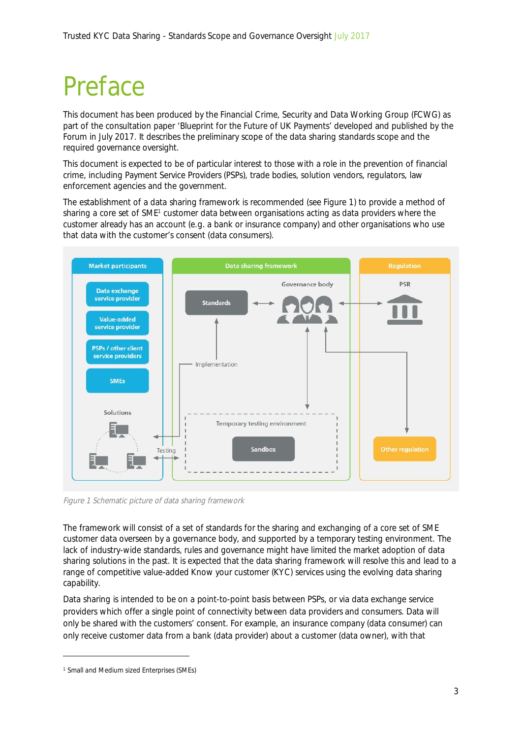# Preface

This document has been produced by the Financial Crime, Security and Data Working Group (FCWG) as part of the consultation paper 'Blueprint for the Future of UK Payments' developed and published by the Forum in July 2017. It describes the preliminary scope of the data sharing standards scope and the required governance oversight.

This document is expected to be of particular interest to those with a role in the prevention of financial crime, including Payment Service Providers (PSPs), trade bodies, solution vendors, regulators, law enforcement agencies and the government.

The establishment of a data sharing framework is recommended (see Figure 1) to provide a method of sharing a core set of SME[1] customer data between organisations acting as data providers where the customer already has an account (e.g. a bank or insurance company) and other organisations who use that data with the customer's consent (data consumers).

*Figure 1 Schematic picture of data sharing framework*

The framework will consist of a set of standards for the sharing and exchanging of a core set of SME customer data overseen by a governance body, and supported by a temporary testing environment. The lack of industry-wide standards, rules and governance might have limited the market adoption of data sharing solutions in the past. It is expected that the data sharing framework will resolve this and lead to a range of competitive value-added Know your customer (KYC) services using the evolving data sharing capability.

Data sharing is intended to be on a point-to-point basis between PSPs, or via data exchange service providers which offer a single point of connectivity between data providers and consumers. Data will only be shared with the customers' consent. For example, an insurance company (data consumer) can only receive customer data from a bank (data provider) about a customer (data owner), with that

[1] Small and Medium sized Enterprises (SMEs)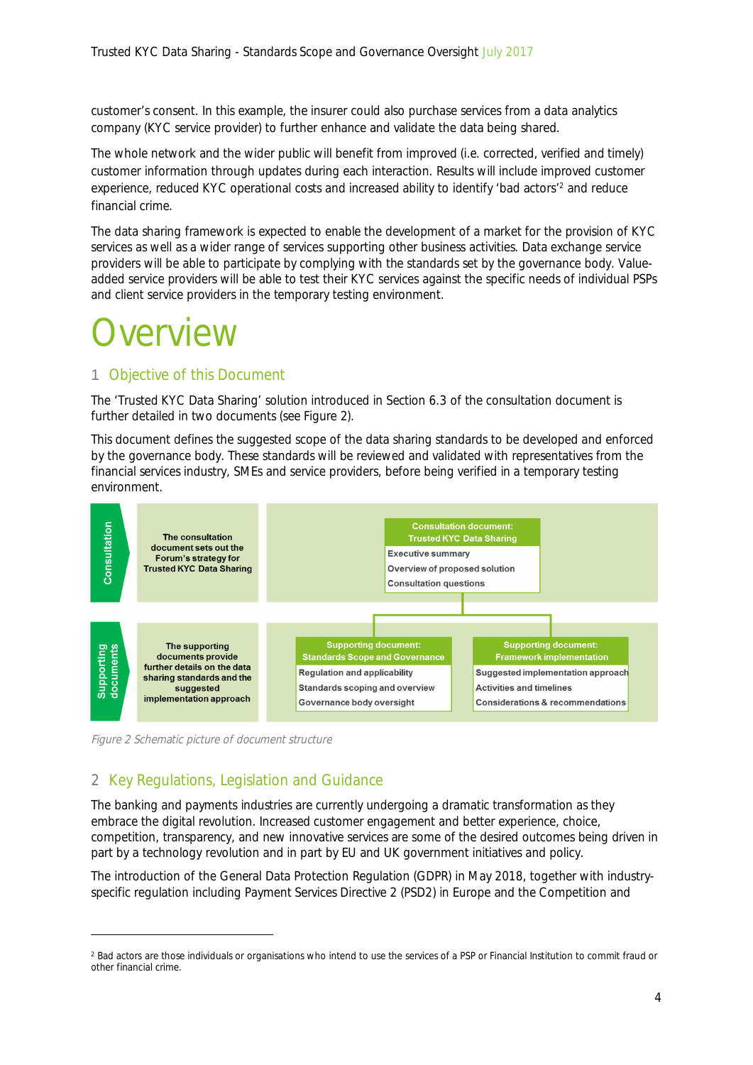customer's consent. In this example, the insurer could also purchase services from a data analytics company (KYC service provider) to further enhance and validate the data being shared.

The whole network and the wider public will benefit from improved (i.e. corrected, verified and timely) customer information through updates during each interaction. Results will include improved customer experience, reduced KYC operational costs and increased ability to identify 'bad actors'[2] and reduce financial crime.

The data sharing framework is expected to enable the development of a market for the provision of KYC services as well as a wider range of services supporting other business activities. Data exchange service providers will be able to participate by complying with the standards set by the governance body. Value-added service providers will be able to test their KYC services against the specific needs of individual PSPs and client service providers in the temporary testing environment.

# Overview

## 1 Objective of this Document

The 'Trusted KYC Data Sharing' solution introduced in Section 6.3 of the consultation document is further detailed in two documents (see Figure 2).

This document defines the suggested scope of the data sharing standards to be developed and enforced by the governance body. These standards will be reviewed and validated with representatives from the financial services industry, SMEs and service providers, before being verified in a temporary testing environment.

**Consultation** — The consultation document sets out the Forum's strategy for Trusted KYC Data Sharing

- **Consultation document: Trusted KYC Data Sharing**
  - Executive summary
  - Overview of proposed solution
  - Consultation questions

**Supporting documents** — The supporting documents provide further details on the data sharing standards and the suggested implementation approach

- **Supporting document: Standards Scope and Governance**
  - Regulation and applicability
  - Standards scoping and overview
  - Governance body oversight
- **Supporting document: Framework implementation**
  - Suggested implementation approach
  - Activities and timelines
  - Considerations & recommendations

*Figure 2 Schematic picture of document structure*

## 2 Key Regulations, Legislation and Guidance

The banking and payments industries are currently undergoing a dramatic transformation as they embrace the digital revolution. Increased customer engagement and better experience, choice, competition, transparency, and new innovative services are some of the desired outcomes being driven in part by a technology revolution and in part by EU and UK government initiatives and policy.

The introduction of the General Data Protection Regulation (GDPR) in May 2018, together with industry-specific regulation including Payment Services Directive 2 (PSD2) in Europe and the Competition and

---

[2] Bad actors are those individuals or organisations who intend to use the services of a PSP or Financial Institution to commit fraud or other financial crime.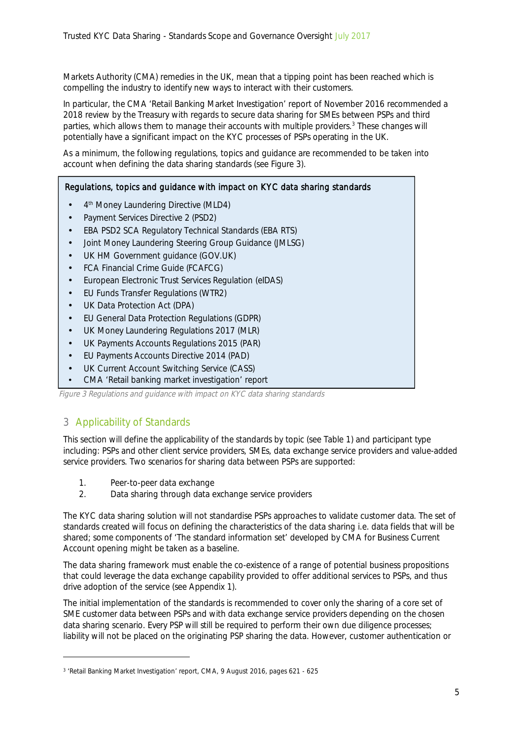Markets Authority (CMA) remedies in the UK, mean that a tipping point has been reached which is compelling the industry to identify new ways to interact with their customers.

In particular, the CMA 'Retail Banking Market Investigation' report of November 2016 recommended a 2018 review by the Treasury with regards to secure data sharing for SMEs between PSPs and third parties, which allows them to manage their accounts with multiple providers.[3] These changes will potentially have a significant impact on the KYC processes of PSPs operating in the UK.

As a minimum, the following regulations, topics and guidance are recommended to be taken into account when defining the data sharing standards (see Figure 3).

**Regulations, topics and guidance with impact on KYC data sharing standards**

- 4th Money Laundering Directive (MLD4)
- Payment Services Directive 2 (PSD2)
- EBA PSD2 SCA Regulatory Technical Standards (EBA RTS)
- Joint Money Laundering Steering Group Guidance (JMLSG)
- UK HM Government guidance (GOV.UK)
- FCA Financial Crime Guide (FCAFCG)
- European Electronic Trust Services Regulation (eIDAS)
- EU Funds Transfer Regulations (WTR2)
- UK Data Protection Act (DPA)
- EU General Data Protection Regulations (GDPR)
- UK Money Laundering Regulations 2017 (MLR)
- UK Payments Accounts Regulations 2015 (PAR)
- EU Payments Accounts Directive 2014 (PAD)
- UK Current Account Switching Service (CASS)
- CMA 'Retail banking market investigation' report

*Figure 3 Regulations and guidance with impact on KYC data sharing standards*

## 3 Applicability of Standards

This section will define the applicability of the standards by topic (see Table 1) and participant type including: PSPs and other client service providers, SMEs, data exchange service providers and value-added service providers. Two scenarios for sharing data between PSPs are supported:

1. Peer-to-peer data exchange
2. Data sharing through data exchange service providers

The KYC data sharing solution will not standardise PSPs approaches to validate customer data. The set of standards created will focus on defining the characteristics of the data sharing i.e. data fields that will be shared; some components of 'The standard information set' developed by CMA for Business Current Account opening might be taken as a baseline.

The data sharing framework must enable the co-existence of a range of potential business propositions that could leverage the data exchange capability provided to offer additional services to PSPs, and thus drive adoption of the service (see Appendix 1).

The initial implementation of the standards is recommended to cover only the sharing of a core set of SME customer data between PSPs and with data exchange service providers depending on the chosen data sharing scenario. Every PSP will still be required to perform their own due diligence processes; liability will not be placed on the originating PSP sharing the data. However, customer authentication or

[3] 'Retail Banking Market Investigation' report, CMA, 9 August 2016, pages 621 - 625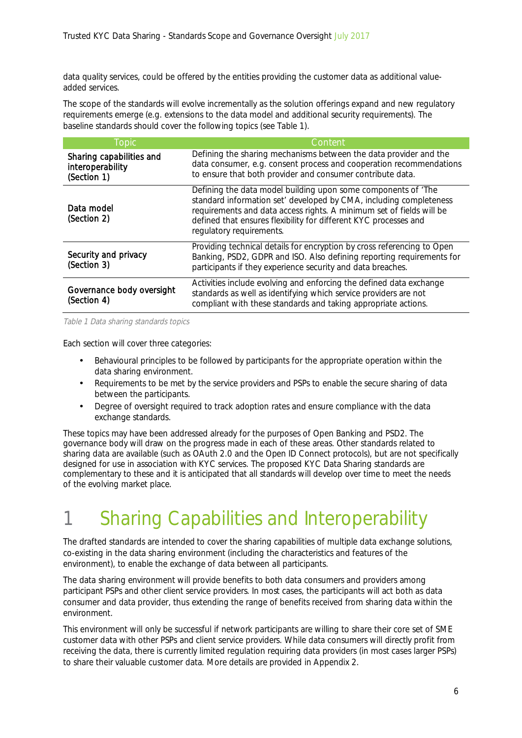data quality services, could be offered by the entities providing the customer data as additional value-added services.

The scope of the standards will evolve incrementally as the solution offerings expand and new regulatory requirements emerge (e.g. extensions to the data model and additional security requirements). The baseline standards should cover the following topics (see Table 1).

| Topic | Content |
| --- | --- |
| Sharing capabilities and interoperability (Section 1) | Defining the sharing mechanisms between the data provider and the data consumer, e.g. consent process and cooperation recommendations to ensure that both provider and consumer contribute data. |
| Data model (Section 2) | Defining the data model building upon some components of 'The standard information set' developed by CMA, including completeness requirements and data access rights. A minimum set of fields will be defined that ensures flexibility for different KYC processes and regulatory requirements. |
| Security and privacy (Section 3) | Providing technical details for encryption by cross referencing to Open Banking, PSD2, GDPR and ISO. Also defining reporting requirements for participants if they experience security and data breaches. |
| Governance body oversight (Section 4) | Activities include evolving and enforcing the defined data exchange standards as well as identifying which service providers are not compliant with these standards and taking appropriate actions. |

*Table 1 Data sharing standards topics*

Each section will cover three categories:

- Behavioural principles to be followed by participants for the appropriate operation within the data sharing environment.
- Requirements to be met by the service providers and PSPs to enable the secure sharing of data between the participants.
- Degree of oversight required to track adoption rates and ensure compliance with the data exchange standards.

These topics may have been addressed already for the purposes of Open Banking and PSD2. The governance body will draw on the progress made in each of these areas. Other standards related to sharing data are available (such as OAuth 2.0 and the Open ID Connect protocols), but are not specifically designed for use in association with KYC services. The proposed KYC Data Sharing standards are complementary to these and it is anticipated that all standards will develop over time to meet the needs of the evolving market place.

# 1 Sharing Capabilities and Interoperability

The drafted standards are intended to cover the sharing capabilities of multiple data exchange solutions, co-existing in the data sharing environment (including the characteristics and features of the environment), to enable the exchange of data between all participants.

The data sharing environment will provide benefits to both data consumers and providers among participant PSPs and other client service providers. In most cases, the participants will act both as data consumer and data provider, thus extending the range of benefits received from sharing data within the environment.

This environment will only be successful if network participants are willing to share their core set of SME customer data with other PSPs and client service providers. While data consumers will directly profit from receiving the data, there is currently limited regulation requiring data providers (in most cases larger PSPs) to share their valuable customer data. More details are provided in Appendix 2.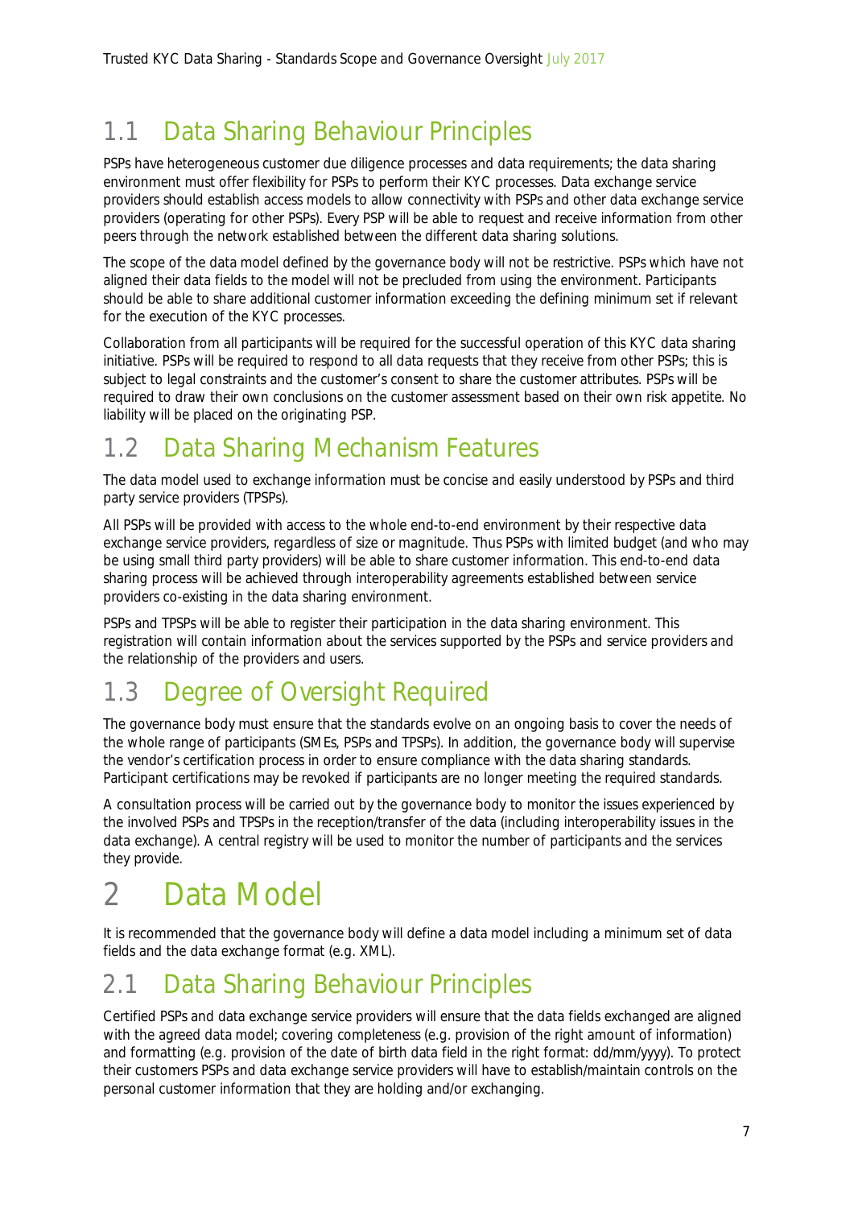## 1.1 Data Sharing Behaviour Principles

PSPs have heterogeneous customer due diligence processes and data requirements; the data sharing environment must offer flexibility for PSPs to perform their KYC processes. Data exchange service providers should establish access models to allow connectivity with PSPs and other data exchange service providers (operating for other PSPs). Every PSP will be able to request and receive information from other peers through the network established between the different data sharing solutions.

The scope of the data model defined by the governance body will not be restrictive. PSPs which have not aligned their data fields to the model will not be precluded from using the environment. Participants should be able to share additional customer information exceeding the defining minimum set if relevant for the execution of the KYC processes.

Collaboration from all participants will be required for the successful operation of this KYC data sharing initiative. PSPs will be required to respond to all data requests that they receive from other PSPs; this is subject to legal constraints and the customer's consent to share the customer attributes. PSPs will be required to draw their own conclusions on the customer assessment based on their own risk appetite. No liability will be placed on the originating PSP.

## 1.2 Data Sharing Mechanism Features

The data model used to exchange information must be concise and easily understood by PSPs and third party service providers (TPSPs).

All PSPs will be provided with access to the whole end-to-end environment by their respective data exchange service providers, regardless of size or magnitude. Thus PSPs with limited budget (and who may be using small third party providers) will be able to share customer information. This end-to-end data sharing process will be achieved through interoperability agreements established between service providers co-existing in the data sharing environment.

PSPs and TPSPs will be able to register their participation in the data sharing environment. This registration will contain information about the services supported by the PSPs and service providers and the relationship of the providers and users.

## 1.3 Degree of Oversight Required

The governance body must ensure that the standards evolve on an ongoing basis to cover the needs of the whole range of participants (SMEs, PSPs and TPSPs). In addition, the governance body will supervise the vendor's certification process in order to ensure compliance with the data sharing standards. Participant certifications may be revoked if participants are no longer meeting the required standards.

A consultation process will be carried out by the governance body to monitor the issues experienced by the involved PSPs and TPSPs in the reception/transfer of the data (including interoperability issues in the data exchange). A central registry will be used to monitor the number of participants and the services they provide.

# 2 Data Model

It is recommended that the governance body will define a data model including a minimum set of data fields and the data exchange format (e.g. XML).

## 2.1 Data Sharing Behaviour Principles

Certified PSPs and data exchange service providers will ensure that the data fields exchanged are aligned with the agreed data model; covering completeness (e.g. provision of the right amount of information) and formatting (e.g. provision of the date of birth data field in the right format: dd/mm/yyyy). To protect their customers PSPs and data exchange service providers will have to establish/maintain controls on the personal customer information that they are holding and/or exchanging.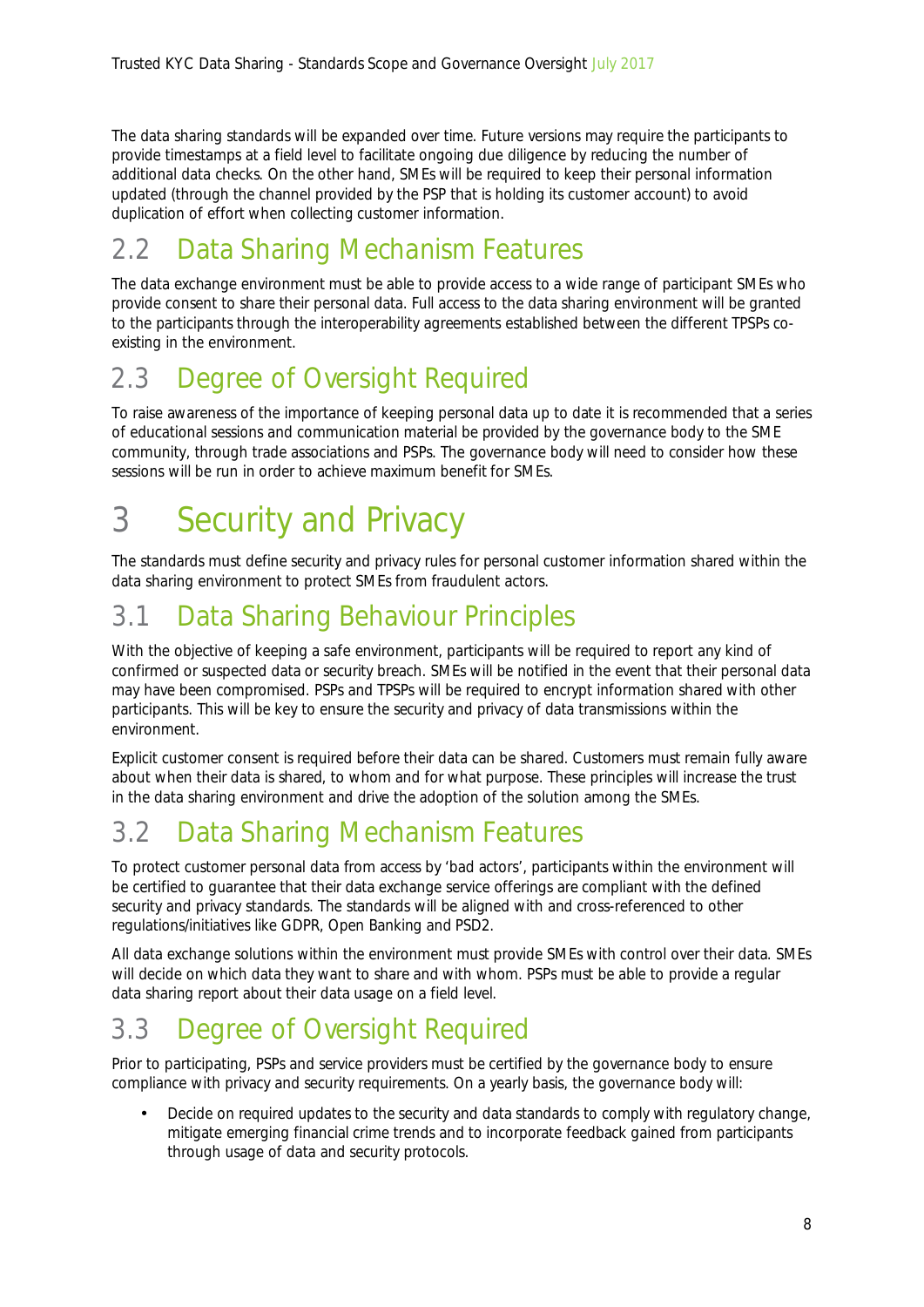The data sharing standards will be expanded over time. Future versions may require the participants to provide timestamps at a field level to facilitate ongoing due diligence by reducing the number of additional data checks. On the other hand, SMEs will be required to keep their personal information updated (through the channel provided by the PSP that is holding its customer account) to avoid duplication of effort when collecting customer information.

## 2.2 Data Sharing Mechanism Features

The data exchange environment must be able to provide access to a wide range of participant SMEs who provide consent to share their personal data. Full access to the data sharing environment will be granted to the participants through the interoperability agreements established between the different TPSPs co-existing in the environment.

## 2.3 Degree of Oversight Required

To raise awareness of the importance of keeping personal data up to date it is recommended that a series of educational sessions and communication material be provided by the governance body to the SME community, through trade associations and PSPs. The governance body will need to consider how these sessions will be run in order to achieve maximum benefit for SMEs.

# 3 Security and Privacy

The standards must define security and privacy rules for personal customer information shared within the data sharing environment to protect SMEs from fraudulent actors.

## 3.1 Data Sharing Behaviour Principles

With the objective of keeping a safe environment, participants will be required to report any kind of confirmed or suspected data or security breach. SMEs will be notified in the event that their personal data may have been compromised. PSPs and TPSPs will be required to encrypt information shared with other participants. This will be key to ensure the security and privacy of data transmissions within the environment.

Explicit customer consent is required before their data can be shared. Customers must remain fully aware about when their data is shared, to whom and for what purpose. These principles will increase the trust in the data sharing environment and drive the adoption of the solution among the SMEs.

## 3.2 Data Sharing Mechanism Features

To protect customer personal data from access by 'bad actors', participants within the environment will be certified to guarantee that their data exchange service offerings are compliant with the defined security and privacy standards. The standards will be aligned with and cross-referenced to other regulations/initiatives like GDPR, Open Banking and PSD2.

All data exchange solutions within the environment must provide SMEs with control over their data. SMEs will decide on which data they want to share and with whom. PSPs must be able to provide a regular data sharing report about their data usage on a field level.

## 3.3 Degree of Oversight Required

Prior to participating, PSPs and service providers must be certified by the governance body to ensure compliance with privacy and security requirements. On a yearly basis, the governance body will:

- Decide on required updates to the security and data standards to comply with regulatory change, mitigate emerging financial crime trends and to incorporate feedback gained from participants through usage of data and security protocols.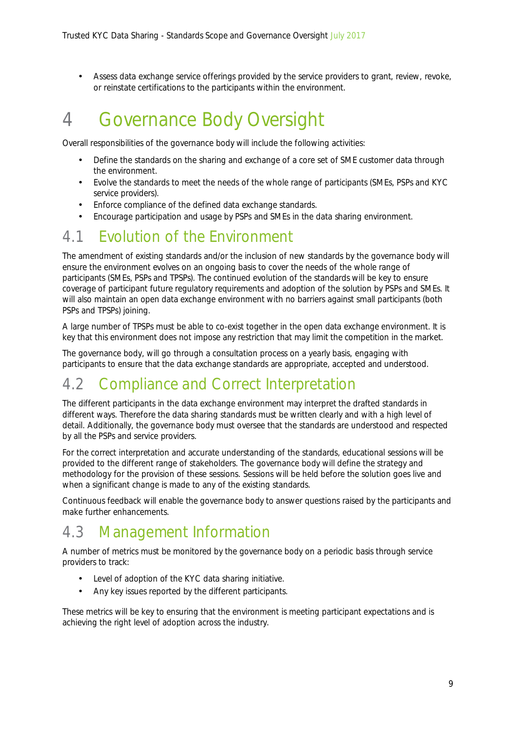- Assess data exchange service offerings provided by the service providers to grant, review, revoke, or reinstate certifications to the participants within the environment.

# 4 Governance Body Oversight

Overall responsibilities of the governance body will include the following activities:

- Define the standards on the sharing and exchange of a core set of SME customer data through the environment.
- Evolve the standards to meet the needs of the whole range of participants (SMEs, PSPs and KYC service providers).
- Enforce compliance of the defined data exchange standards.
- Encourage participation and usage by PSPs and SMEs in the data sharing environment.

## 4.1 Evolution of the Environment

The amendment of existing standards and/or the inclusion of new standards by the governance body will ensure the environment evolves on an ongoing basis to cover the needs of the whole range of participants (SMEs, PSPs and TPSPs). The continued evolution of the standards will be key to ensure coverage of participant future regulatory requirements and adoption of the solution by PSPs and SMEs. It will also maintain an open data exchange environment with no barriers against small participants (both PSPs and TPSPs) joining.

A large number of TPSPs must be able to co-exist together in the open data exchange environment. It is key that this environment does not impose any restriction that may limit the competition in the market.

The governance body, will go through a consultation process on a yearly basis, engaging with participants to ensure that the data exchange standards are appropriate, accepted and understood.

## 4.2 Compliance and Correct Interpretation

The different participants in the data exchange environment may interpret the drafted standards in different ways. Therefore the data sharing standards must be written clearly and with a high level of detail. Additionally, the governance body must oversee that the standards are understood and respected by all the PSPs and service providers.

For the correct interpretation and accurate understanding of the standards, educational sessions will be provided to the different range of stakeholders. The governance body will define the strategy and methodology for the provision of these sessions. Sessions will be held before the solution goes live and when a significant change is made to any of the existing standards.

Continuous feedback will enable the governance body to answer questions raised by the participants and make further enhancements.

## 4.3 Management Information

A number of metrics must be monitored by the governance body on a periodic basis through service providers to track:

- Level of adoption of the KYC data sharing initiative.
- Any key issues reported by the different participants.

These metrics will be key to ensuring that the environment is meeting participant expectations and is achieving the right level of adoption across the industry.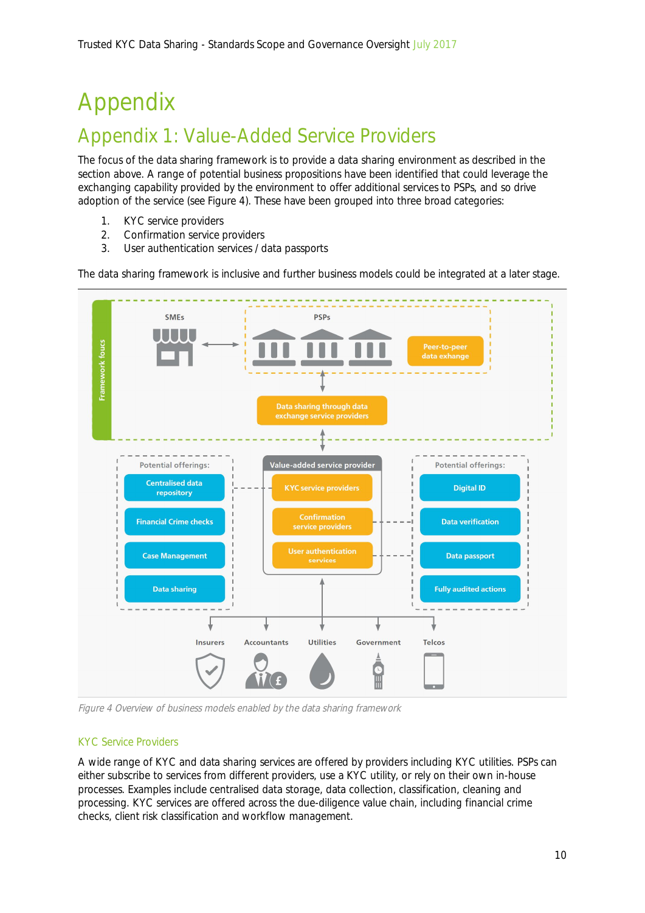# Appendix

## Appendix 1: Value-Added Service Providers

The focus of the data sharing framework is to provide a data sharing environment as described in the section above. A range of potential business propositions have been identified that could leverage the exchanging capability provided by the environment to offer additional services to PSPs, and so drive adoption of the service (see Figure 4). These have been grouped into three broad categories:

1. KYC service providers
2. Confirmation service providers
3. User authentication services / data passports

The data sharing framework is inclusive and further business models could be integrated at a later stage.

*Figure 4 Overview of business models enabled by the data sharing framework*

### KYC Service Providers

A wide range of KYC and data sharing services are offered by providers including KYC utilities. PSPs can either subscribe to services from different providers, use a KYC utility, or rely on their own in-house processes. Examples include centralised data storage, data collection, classification, cleaning and processing. KYC services are offered across the due-diligence value chain, including financial crime checks, client risk classification and workflow management.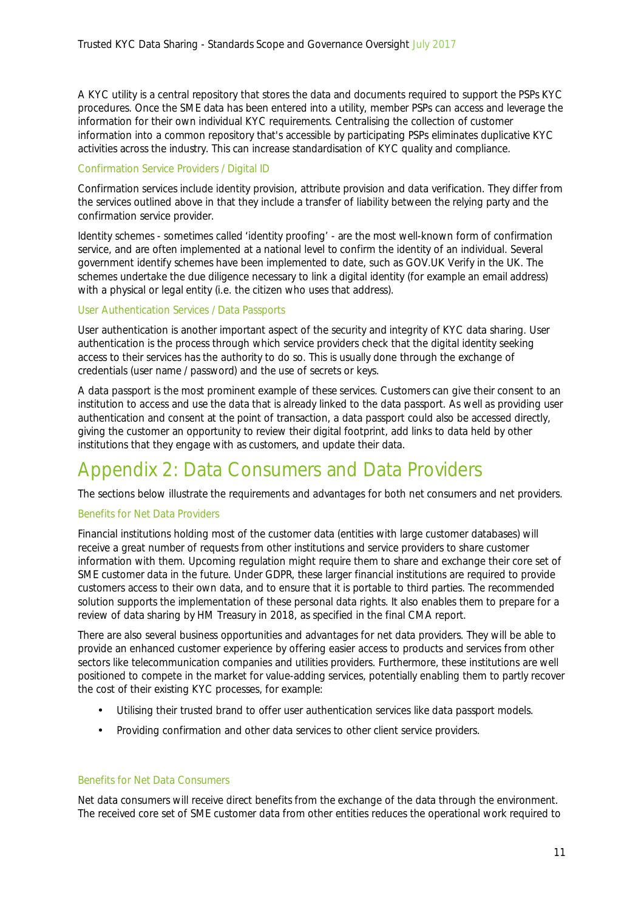A KYC utility is a central repository that stores the data and documents required to support the PSPs KYC procedures. Once the SME data has been entered into a utility, member PSPs can access and leverage the information for their own individual KYC requirements. Centralising the collection of customer information into a common repository that's accessible by participating PSPs eliminates duplicative KYC activities across the industry. This can increase standardisation of KYC quality and compliance.

### Confirmation Service Providers / Digital ID

Confirmation services include identity provision, attribute provision and data verification. They differ from the services outlined above in that they include a transfer of liability between the relying party and the confirmation service provider.

Identity schemes - sometimes called 'identity proofing' - are the most well-known form of confirmation service, and are often implemented at a national level to confirm the identity of an individual. Several government identify schemes have been implemented to date, such as GOV.UK Verify in the UK. The schemes undertake the due diligence necessary to link a digital identity (for example an email address) with a physical or legal entity (i.e. the citizen who uses that address).

### User Authentication Services / Data Passports

User authentication is another important aspect of the security and integrity of KYC data sharing. User authentication is the process through which service providers check that the digital identity seeking access to their services has the authority to do so. This is usually done through the exchange of credentials (user name / password) and the use of secrets or keys.

A data passport is the most prominent example of these services. Customers can give their consent to an institution to access and use the data that is already linked to the data passport. As well as providing user authentication and consent at the point of transaction, a data passport could also be accessed directly, giving the customer an opportunity to review their digital footprint, add links to data held by other institutions that they engage with as customers, and update their data.

# Appendix 2: Data Consumers and Data Providers

The sections below illustrate the requirements and advantages for both net consumers and net providers.

### Benefits for Net Data Providers

Financial institutions holding most of the customer data (entities with large customer databases) will receive a great number of requests from other institutions and service providers to share customer information with them. Upcoming regulation might require them to share and exchange their core set of SME customer data in the future. Under GDPR, these larger financial institutions are required to provide customers access to their own data, and to ensure that it is portable to third parties. The recommended solution supports the implementation of these personal data rights. It also enables them to prepare for a review of data sharing by HM Treasury in 2018, as specified in the final CMA report.

There are also several business opportunities and advantages for net data providers. They will be able to provide an enhanced customer experience by offering easier access to products and services from other sectors like telecommunication companies and utilities providers. Furthermore, these institutions are well positioned to compete in the market for value-adding services, potentially enabling them to partly recover the cost of their existing KYC processes, for example:

- Utilising their trusted brand to offer user authentication services like data passport models.
- Providing confirmation and other data services to other client service providers.

### Benefits for Net Data Consumers

Net data consumers will receive direct benefits from the exchange of the data through the environment. The received core set of SME customer data from other entities reduces the operational work required to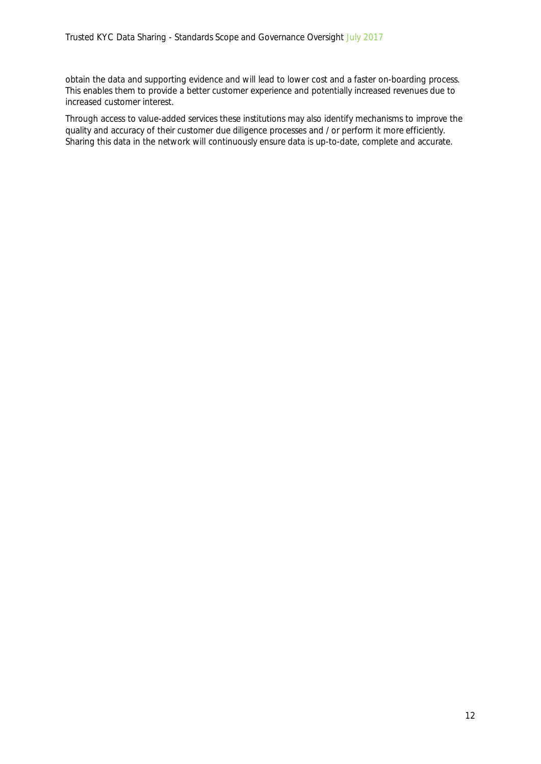obtain the data and supporting evidence and will lead to lower cost and a faster on-boarding process. This enables them to provide a better customer experience and potentially increased revenues due to increased customer interest.

Through access to value-added services these institutions may also identify mechanisms to improve the quality and accuracy of their customer due diligence processes and / or perform it more efficiently. Sharing this data in the network will continuously ensure data is up-to-date, complete and accurate.